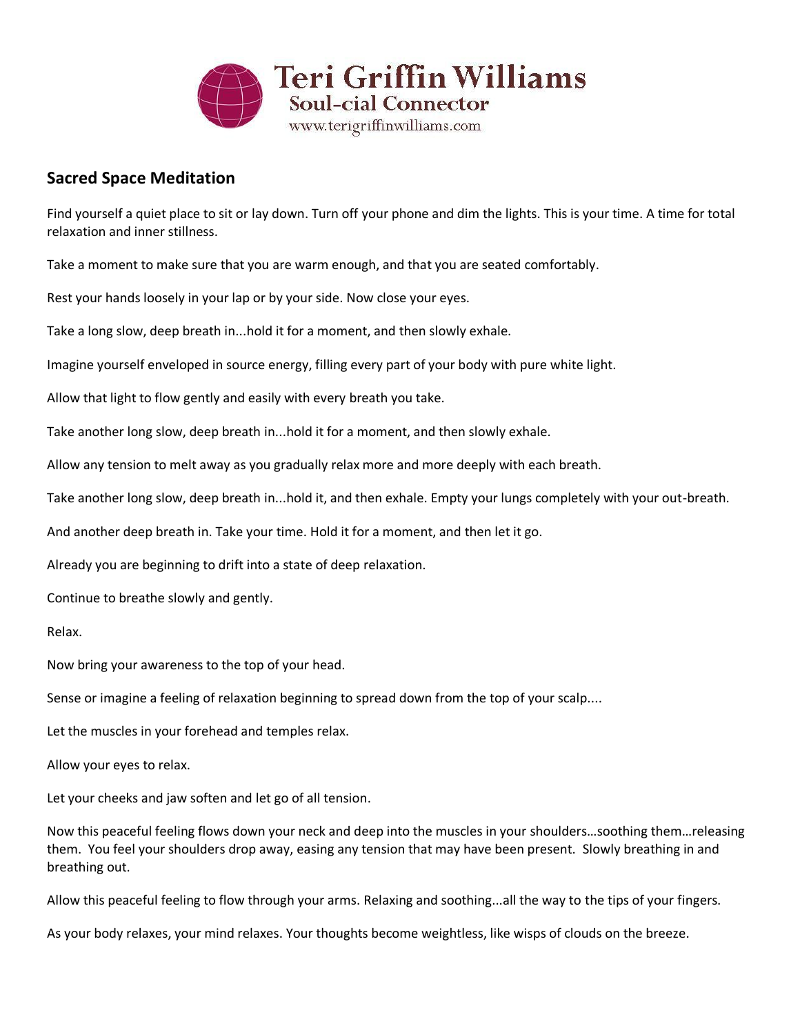Teri Griffin Williams
Soul-cial Connector
www.terigriffinwilliams.com

## Sacred Space Meditation

Find yourself a quiet place to sit or lay down. Turn off your phone and dim the lights. This is your time. A time for total relaxation and inner stillness.

Take a moment to make sure that you are warm enough, and that you are seated comfortably.

Rest your hands loosely in your lap or by your side. Now close your eyes.

Take a long slow, deep breath in...hold it for a moment, and then slowly exhale.

Imagine yourself enveloped in source energy, filling every part of your body with pure white light.

Allow that light to flow gently and easily with every breath you take.

Take another long slow, deep breath in...hold it for a moment, and then slowly exhale.

Allow any tension to melt away as you gradually relax more and more deeply with each breath.

Take another long slow, deep breath in...hold it, and then exhale. Empty your lungs completely with your out-breath.

And another deep breath in. Take your time. Hold it for a moment, and then let it go.

Already you are beginning to drift into a state of deep relaxation.

Continue to breathe slowly and gently.

Relax.

Now bring your awareness to the top of your head.

Sense or imagine a feeling of relaxation beginning to spread down from the top of your scalp....

Let the muscles in your forehead and temples relax.

Allow your eyes to relax.

Let your cheeks and jaw soften and let go of all tension.

Now this peaceful feeling flows down your neck and deep into the muscles in your shoulders…soothing them…releasing them. You feel your shoulders drop away, easing any tension that may have been present. Slowly breathing in and breathing out.

Allow this peaceful feeling to flow through your arms. Relaxing and soothing...all the way to the tips of your fingers.

As your body relaxes, your mind relaxes. Your thoughts become weightless, like wisps of clouds on the breeze.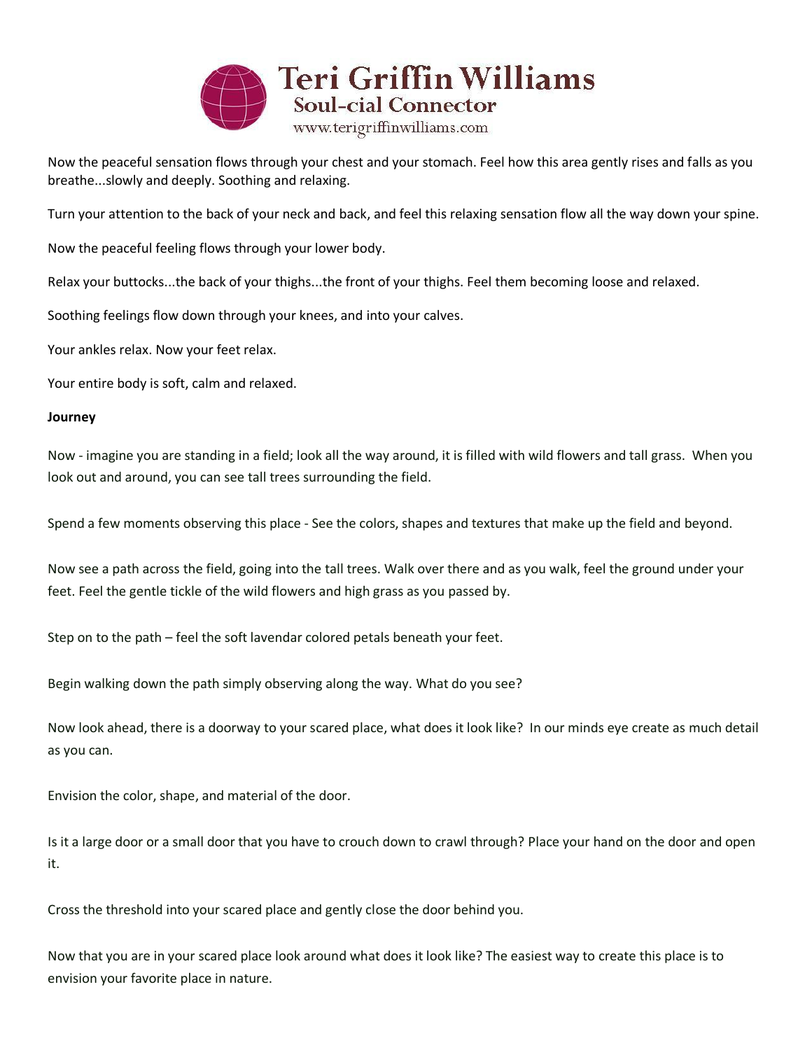Now the peaceful sensation flows through your chest and your stomach. Feel how this area gently rises and falls as you breathe...slowly and deeply. Soothing and relaxing.

Turn your attention to the back of your neck and back, and feel this relaxing sensation flow all the way down your spine.

Now the peaceful feeling flows through your lower body.

Relax your buttocks...the back of your thighs...the front of your thighs. Feel them becoming loose and relaxed.

Soothing feelings flow down through your knees, and into your calves.

Your ankles relax. Now your feet relax.

Your entire body is soft, calm and relaxed.

**Journey**

Now - imagine you are standing in a field; look all the way around, it is filled with wild flowers and tall grass. When you look out and around, you can see tall trees surrounding the field.

Spend a few moments observing this place - See the colors, shapes and textures that make up the field and beyond.

Now see a path across the field, going into the tall trees. Walk over there and as you walk, feel the ground under your feet. Feel the gentle tickle of the wild flowers and high grass as you passed by.

Step on to the path – feel the soft lavendar colored petals beneath your feet.

Begin walking down the path simply observing along the way. What do you see?

Now look ahead, there is a doorway to your scared place, what does it look like? In our minds eye create as much detail as you can.

Envision the color, shape, and material of the door.

Is it a large door or a small door that you have to crouch down to crawl through? Place your hand on the door and open it.

Cross the threshold into your scared place and gently close the door behind you.

Now that you are in your scared place look around what does it look like? The easiest way to create this place is to envision your favorite place in nature.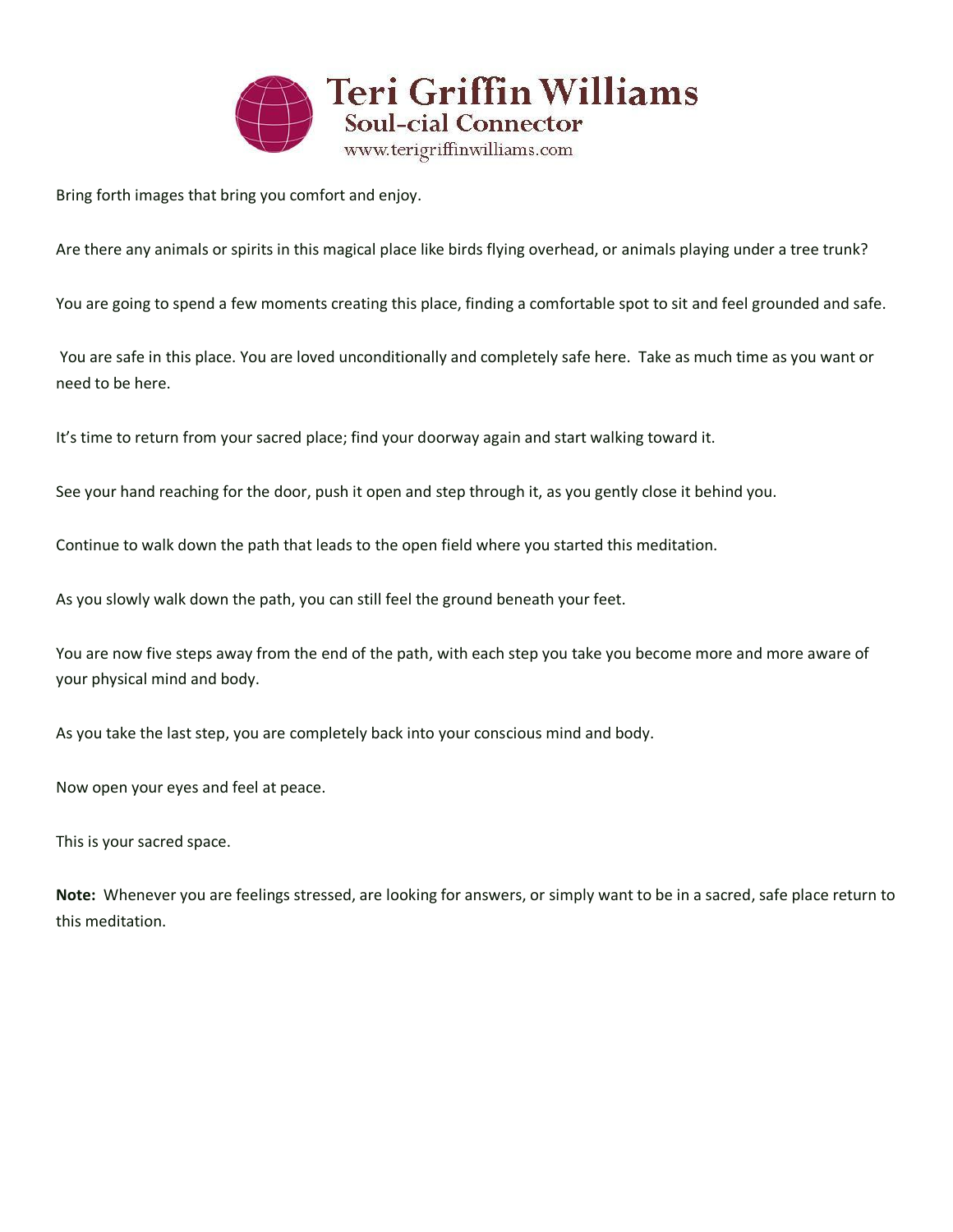Bring forth images that bring you comfort and enjoy.

Are there any animals or spirits in this magical place like birds flying overhead, or animals playing under a tree trunk?

You are going to spend a few moments creating this place, finding a comfortable spot to sit and feel grounded and safe.

You are safe in this place. You are loved unconditionally and completely safe here. Take as much time as you want or need to be here.

It's time to return from your sacred place; find your doorway again and start walking toward it.

See your hand reaching for the door, push it open and step through it, as you gently close it behind you.

Continue to walk down the path that leads to the open field where you started this meditation.

As you slowly walk down the path, you can still feel the ground beneath your feet.

You are now five steps away from the end of the path, with each step you take you become more and more aware of your physical mind and body.

As you take the last step, you are completely back into your conscious mind and body.

Now open your eyes and feel at peace.

This is your sacred space.

**Note:** Whenever you are feelings stressed, are looking for answers, or simply want to be in a sacred, safe place return to this meditation.